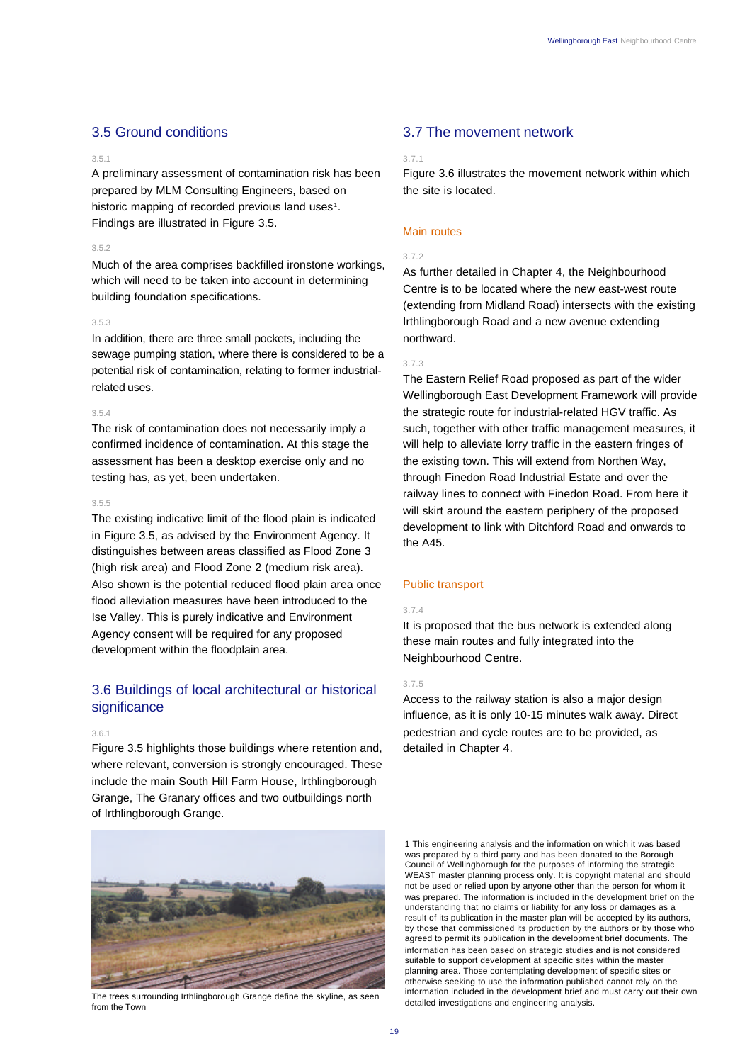## 3.5 Ground conditions

3.5.1

A preliminary assessment of contamination risk has been prepared by MLM Consulting Engineers, based on historic mapping of recorded previous land uses[1]. Findings are illustrated in Figure 3.5.

3.5.2

Much of the area comprises backfilled ironstone workings, which will need to be taken into account in determining building foundation specifications.

3.5.3

In addition, there are three small pockets, including the sewage pumping station, where there is considered to be a potential risk of contamination, relating to former industrial-related uses.

3.5.4

The risk of contamination does not necessarily imply a confirmed incidence of contamination. At this stage the assessment has been a desktop exercise only and no testing has, as yet, been undertaken.

3.5.5

The existing indicative limit of the flood plain is indicated in Figure 3.5, as advised by the Environment Agency. It distinguishes between areas classified as Flood Zone 3 (high risk area) and Flood Zone 2 (medium risk area). Also shown is the potential reduced flood plain area once flood alleviation measures have been introduced to the Ise Valley. This is purely indicative and Environment Agency consent will be required for any proposed development within the floodplain area.

## 3.6 Buildings of local architectural or historical significance

3.6.1

Figure 3.5 highlights those buildings where retention and, where relevant, conversion is strongly encouraged. These include the main South Hill Farm House, Irthlingborough Grange, The Granary offices and two outbuildings north of Irthlingborough Grange.

The trees surrounding Irthlingborough Grange define the skyline, as seen from the Town

## 3.7 The movement network

3.7.1

Figure 3.6 illustrates the movement network within which the site is located.

### Main routes

3.7.2

As further detailed in Chapter 4, the Neighbourhood Centre is to be located where the new east-west route (extending from Midland Road) intersects with the existing Irthlingborough Road and a new avenue extending northward.

3.7.3

The Eastern Relief Road proposed as part of the wider Wellingborough East Development Framework will provide the strategic route for industrial-related HGV traffic. As such, together with other traffic management measures, it will help to alleviate lorry traffic in the eastern fringes of the existing town. This will extend from Northen Way, through Finedon Road Industrial Estate and over the railway lines to connect with Finedon Road. From here it will skirt around the eastern periphery of the proposed development to link with Ditchford Road and onwards to the A45.

### Public transport

3.7.4

It is proposed that the bus network is extended along these main routes and fully integrated into the Neighbourhood Centre.

3.7.5

Access to the railway station is also a major design influence, as it is only 10-15 minutes walk away. Direct pedestrian and cycle routes are to be provided, as detailed in Chapter 4.

1 This engineering analysis and the information on which it was based was prepared by a third party and has been donated to the Borough Council of Wellingborough for the purposes of informing the strategic WEAST master planning process only. It is copyright material and should not be used or relied upon by anyone other than the person for whom it was prepared. The information is included in the development brief on the understanding that no claims or liability for any loss or damages as a result of its publication in the master plan will be accepted by its authors, by those that commissioned its production by the authors or by those who agreed to permit its publication in the development brief documents. The information has been based on strategic studies and is not considered suitable to support development at specific sites within the master planning area. Those contemplating development of specific sites or otherwise seeking to use the information published cannot rely on the information included in the development brief and must carry out their own detailed investigations and engineering analysis.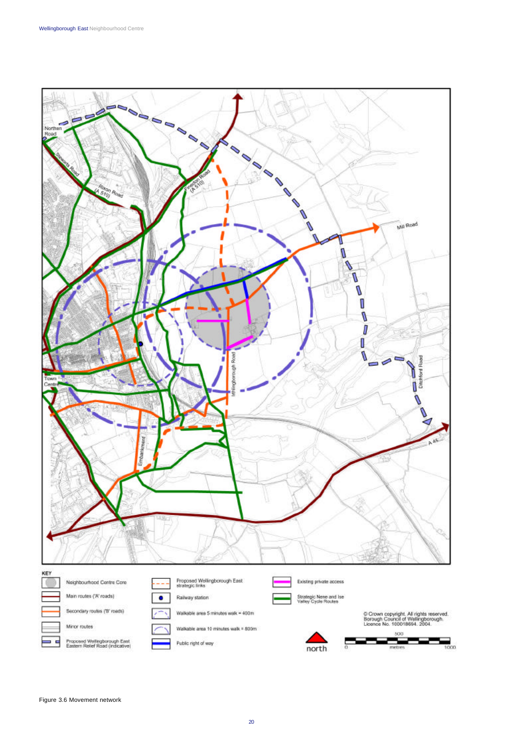North­en Road

Stewarts Road

Rixon Road (A 510)

Finedon Road (A 510)

Mill Road

Irthlingborough Road

Ditchford Road

Town Centre

Embankment

A 45

KEY

- Neighbourhood Centre Core
- Main routes ('A' roads)
- Secondary routes ('B' roads)
- Minor routes
- Proposed Wellingborough East Eastern Relief Road (indicative)
- Proposed Wellingborough East strategic links
- Railway station
- Walkable area 5 minutes walk = 400m
- Walkable area 10 minutes walk = 800m
- Public right of way
- Existing private access
- Strategic Nene and Ise Valley Cycle Routes

© Crown copyright. All rights reserved. Borough Council of Wellingborough. Licence No. 100018694. 2004.

north

0 500 1000 metres

Figure 3.6 Movement network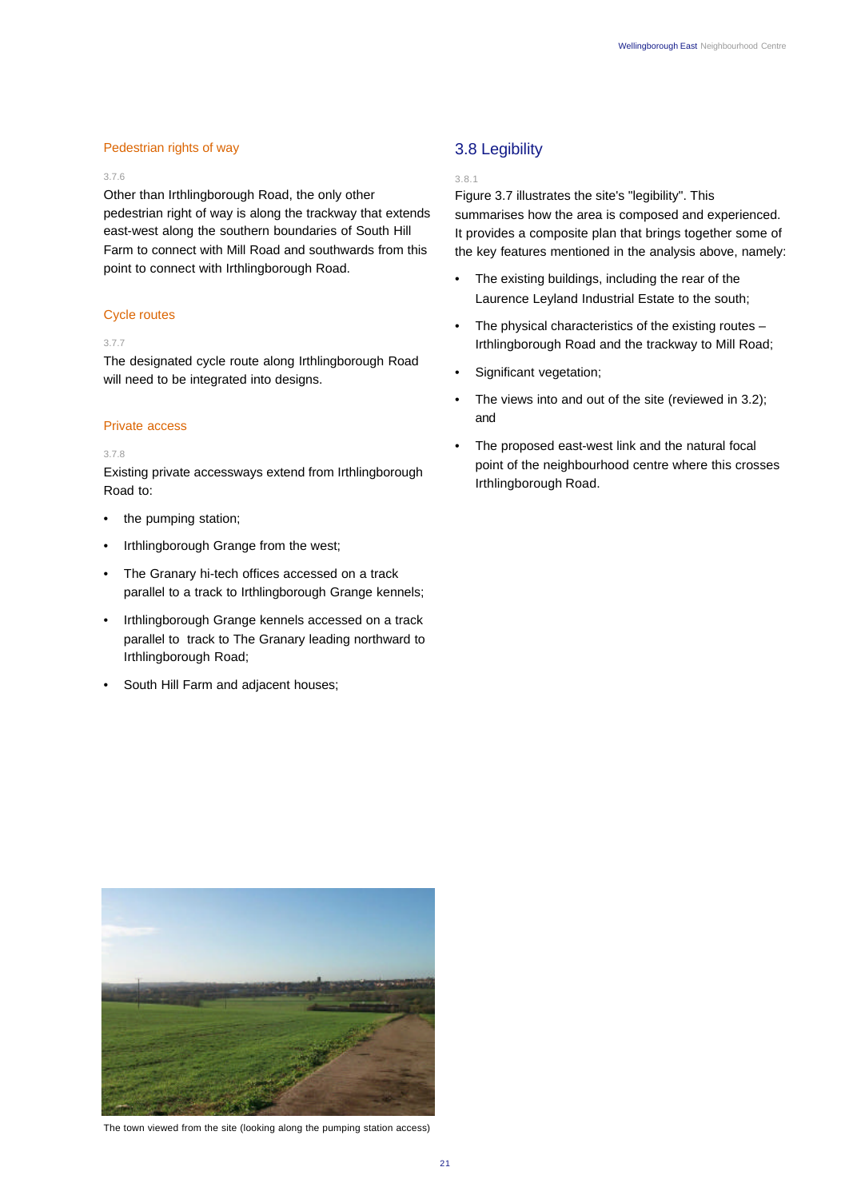### Pedestrian rights of way

3.7.6

Other than Irthlingborough Road, the only other pedestrian right of way is along the trackway that extends east-west along the southern boundaries of South Hill Farm to connect with Mill Road and southwards from this point to connect with Irthlingborough Road.

### Cycle routes

3.7.7

The designated cycle route along Irthlingborough Road will need to be integrated into designs.

### Private access

3.7.8

Existing private accessways extend from Irthlingborough Road to:

- the pumping station;
- Irthlingborough Grange from the west;
- The Granary hi-tech offices accessed on a track parallel to a track to Irthlingborough Grange kennels;
- Irthlingborough Grange kennels accessed on a track parallel to track to The Granary leading northward to Irthlingborough Road;
- South Hill Farm and adjacent houses;

The town viewed from the site (looking along the pumping station access)

## 3.8 Legibility

3.8.1

Figure 3.7 illustrates the site's "legibility". This summarises how the area is composed and experienced. It provides a composite plan that brings together some of the key features mentioned in the analysis above, namely:

- The existing buildings, including the rear of the Laurence Leyland Industrial Estate to the south;
- The physical characteristics of the existing routes – Irthlingborough Road and the trackway to Mill Road;
- Significant vegetation;
- The views into and out of the site (reviewed in 3.2); and
- The proposed east-west link and the natural focal point of the neighbourhood centre where this crosses Irthlingborough Road.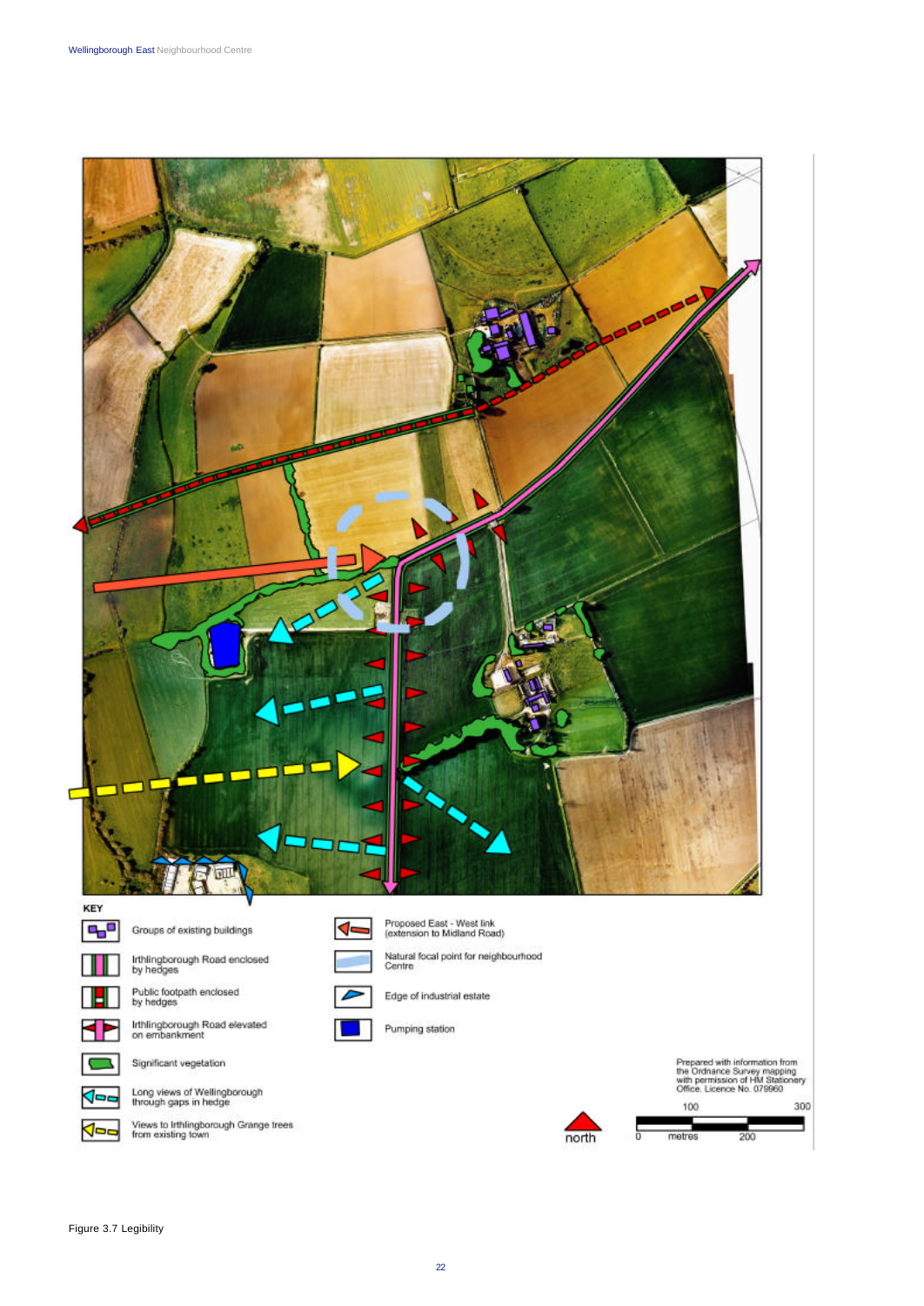KEY

- Groups of existing buildings
- Irthlingborough Road enclosed by hedges
- Public footpath enclosed by hedges
- Irthlingborough Road elevated on embankment
- Significant vegetation
- Long views of Wellingborough through gaps in hedge
- Views to Irthlingborough Grange trees from existing town
- Proposed East - West link (extension to Midland Road)
- Natural focal point for neighbourhood Centre
- Edge of industrial estate
- Pumping station

Prepared with information from the Ordnance Survey mapping with permission of HM Stationery Office. Licence No. 079960

north

0 100 200 300 metres

Figure 3.7 Legibility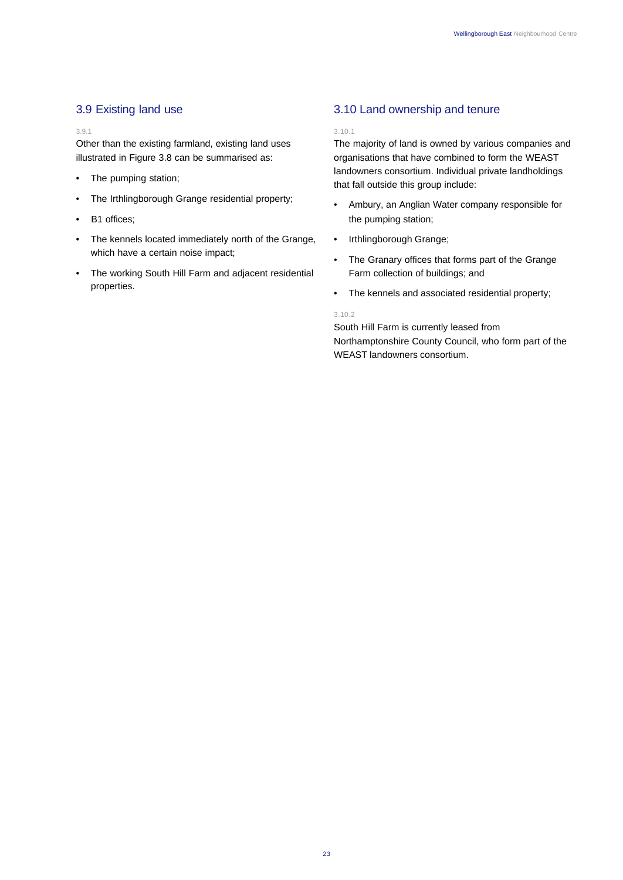## 3.9 Existing land use

3.9.1

Other than the existing farmland, existing land uses illustrated in Figure 3.8 can be summarised as:

- The pumping station;
- The Irthlingborough Grange residential property;
- B1 offices;
- The kennels located immediately north of the Grange, which have a certain noise impact;
- The working South Hill Farm and adjacent residential properties.

## 3.10 Land ownership and tenure

3.10.1

The majority of land is owned by various companies and organisations that have combined to form the WEAST landowners consortium. Individual private landholdings that fall outside this group include:

- Ambury, an Anglian Water company responsible for the pumping station;
- Irthlingborough Grange;
- The Granary offices that forms part of the Grange Farm collection of buildings; and
- The kennels and associated residential property;

3.10.2

South Hill Farm is currently leased from Northamptonshire County Council, who form part of the WEAST landowners consortium.